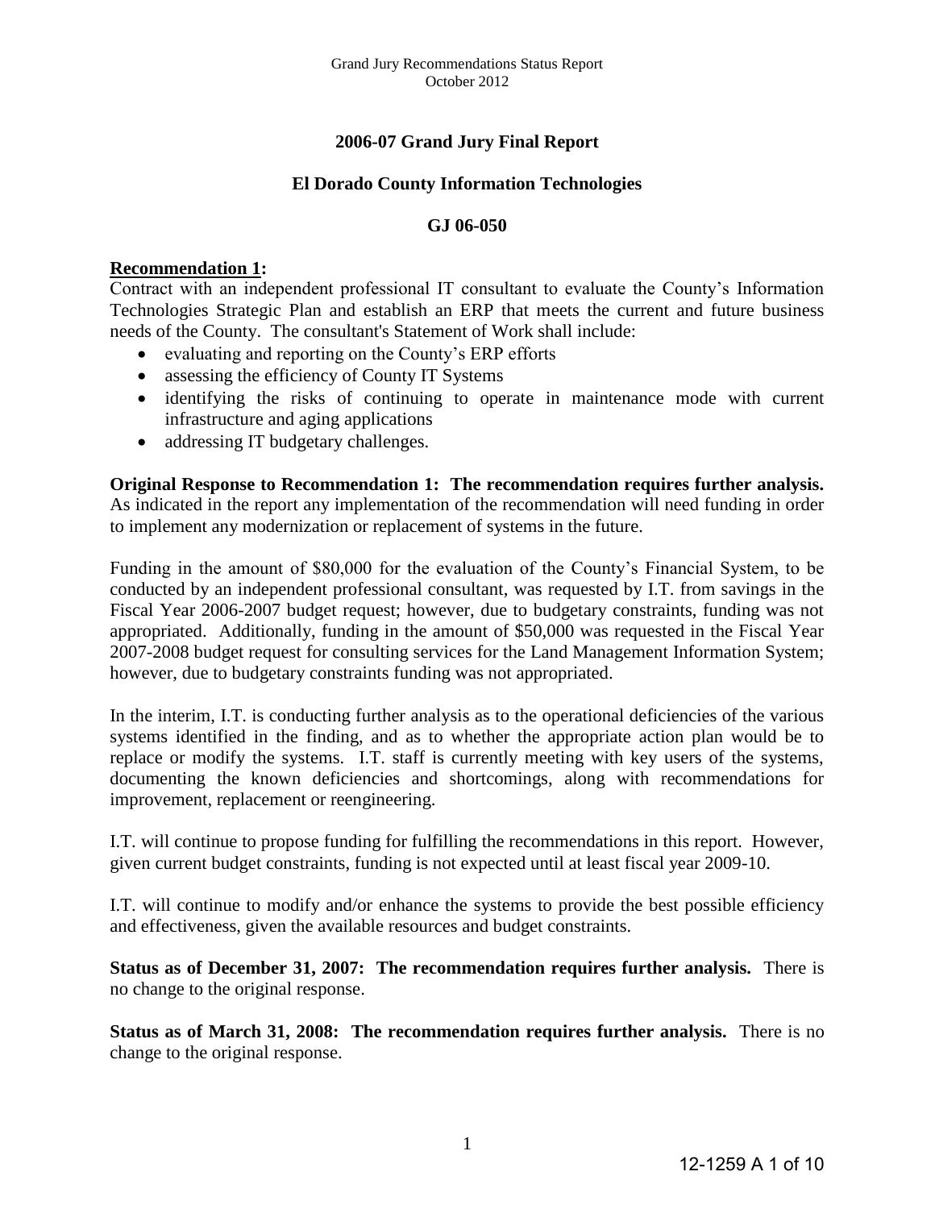# 2006-07 Grand Jury Final Report

## El Dorado County Information Technologies

## GJ 06-050

**Recommendation 1:**

Contract with an independent professional IT consultant to evaluate the County's Information Technologies Strategic Plan and establish an ERP that meets the current and future business needs of the County. The consultant's Statement of Work shall include:

- evaluating and reporting on the County's ERP efforts
- assessing the efficiency of County IT Systems
- identifying the risks of continuing to operate in maintenance mode with current infrastructure and aging applications
- addressing IT budgetary challenges.

**Original Response to Recommendation 1: The recommendation requires further analysis.** As indicated in the report any implementation of the recommendation will need funding in order to implement any modernization or replacement of systems in the future.

Funding in the amount of $80,000 for the evaluation of the County's Financial System, to be conducted by an independent professional consultant, was requested by I.T. from savings in the Fiscal Year 2006-2007 budget request; however, due to budgetary constraints, funding was not appropriated. Additionally, funding in the amount of $50,000 was requested in the Fiscal Year 2007-2008 budget request for consulting services for the Land Management Information System; however, due to budgetary constraints funding was not appropriated.

In the interim, I.T. is conducting further analysis as to the operational deficiencies of the various systems identified in the finding, and as to whether the appropriate action plan would be to replace or modify the systems. I.T. staff is currently meeting with key users of the systems, documenting the known deficiencies and shortcomings, along with recommendations for improvement, replacement or reengineering.

I.T. will continue to propose funding for fulfilling the recommendations in this report. However, given current budget constraints, funding is not expected until at least fiscal year 2009-10.

I.T. will continue to modify and/or enhance the systems to provide the best possible efficiency and effectiveness, given the available resources and budget constraints.

**Status as of December 31, 2007: The recommendation requires further analysis.** There is no change to the original response.

**Status as of March 31, 2008: The recommendation requires further analysis.** There is no change to the original response.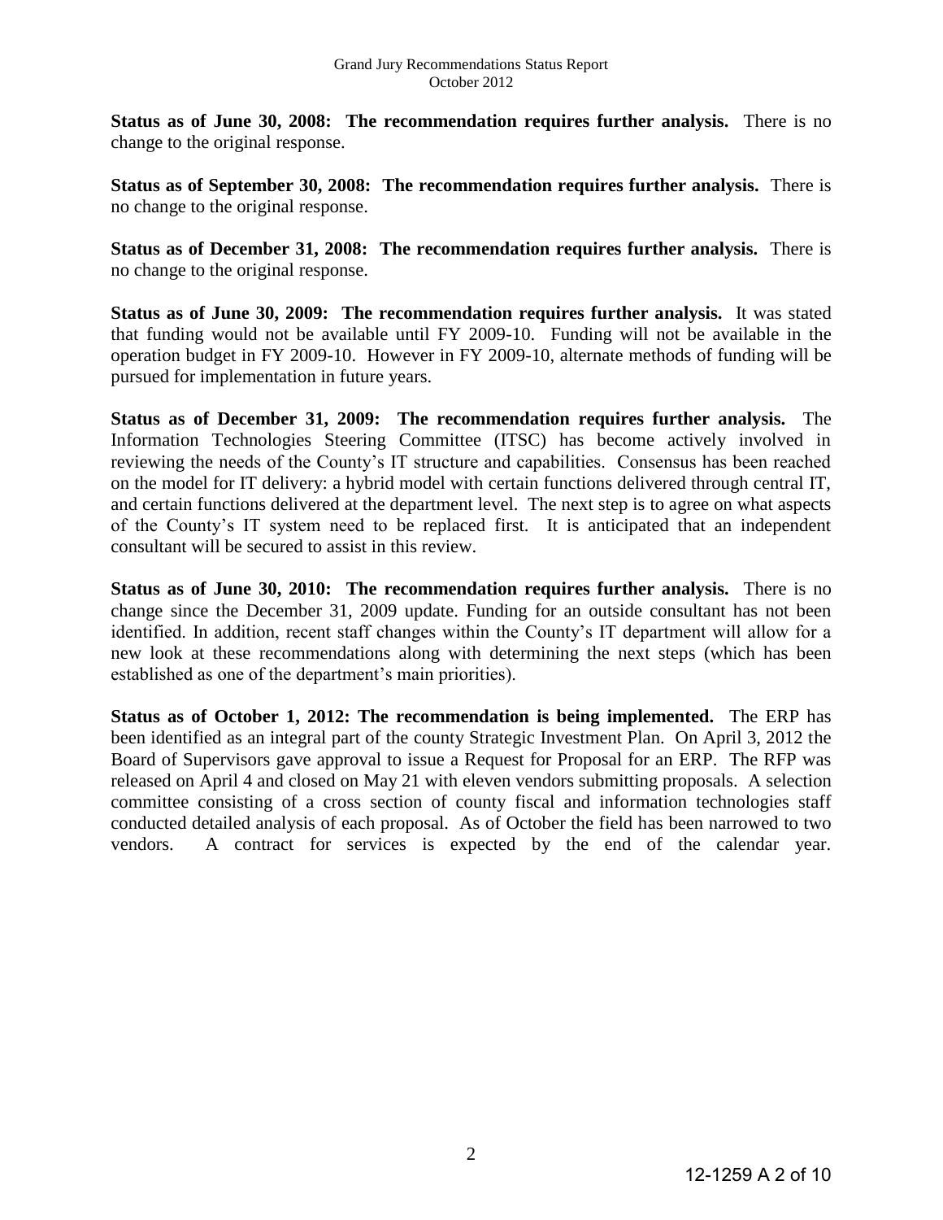**Status as of June 30, 2008: The recommendation requires further analysis.** There is no change to the original response.

**Status as of September 30, 2008: The recommendation requires further analysis.** There is no change to the original response.

**Status as of December 31, 2008: The recommendation requires further analysis.** There is no change to the original response.

**Status as of June 30, 2009: The recommendation requires further analysis.** It was stated that funding would not be available until FY 2009-10. Funding will not be available in the operation budget in FY 2009-10. However in FY 2009-10, alternate methods of funding will be pursued for implementation in future years.

**Status as of December 31, 2009: The recommendation requires further analysis.** The Information Technologies Steering Committee (ITSC) has become actively involved in reviewing the needs of the County's IT structure and capabilities. Consensus has been reached on the model for IT delivery: a hybrid model with certain functions delivered through central IT, and certain functions delivered at the department level. The next step is to agree on what aspects of the County's IT system need to be replaced first. It is anticipated that an independent consultant will be secured to assist in this review.

**Status as of June 30, 2010: The recommendation requires further analysis.** There is no change since the December 31, 2009 update. Funding for an outside consultant has not been identified. In addition, recent staff changes within the County's IT department will allow for a new look at these recommendations along with determining the next steps (which has been established as one of the department's main priorities).

**Status as of October 1, 2012: The recommendation is being implemented.** The ERP has been identified as an integral part of the county Strategic Investment Plan. On April 3, 2012 the Board of Supervisors gave approval to issue a Request for Proposal for an ERP. The RFP was released on April 4 and closed on May 21 with eleven vendors submitting proposals. A selection committee consisting of a cross section of county fiscal and information technologies staff conducted detailed analysis of each proposal. As of October the field has been narrowed to two vendors. A contract for services is expected by the end of the calendar year.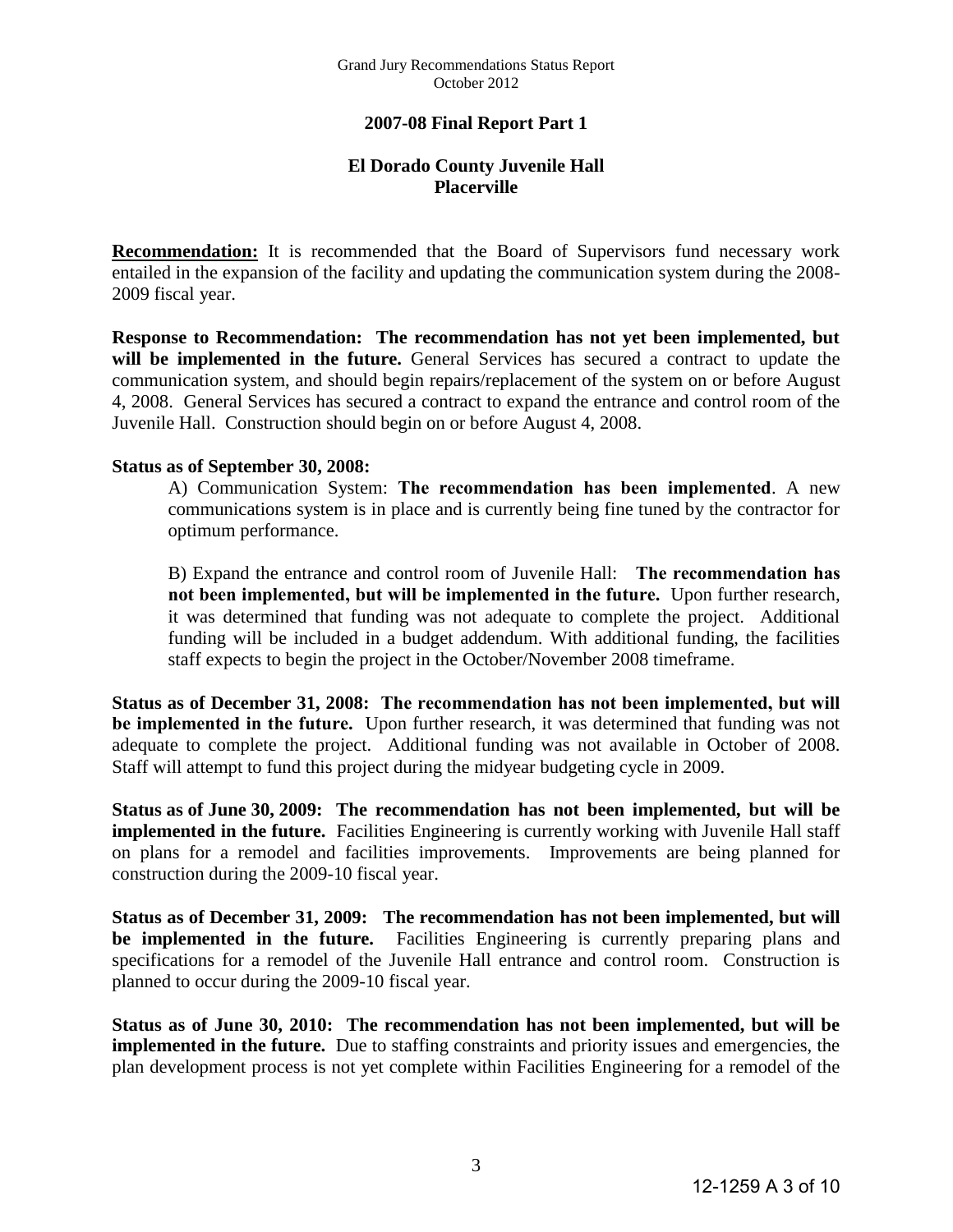## 2007-08 Final Report Part 1

### El Dorado County Juvenile Hall
### Placerville

**Recommendation:** It is recommended that the Board of Supervisors fund necessary work entailed in the expansion of the facility and updating the communication system during the 2008-2009 fiscal year.

**Response to Recommendation: The recommendation has not yet been implemented, but will be implemented in the future.** General Services has secured a contract to update the communication system, and should begin repairs/replacement of the system on or before August 4, 2008. General Services has secured a contract to expand the entrance and control room of the Juvenile Hall. Construction should begin on or before August 4, 2008.

**Status as of September 30, 2008:**

A) Communication System: **The recommendation has been implemented**. A new communications system is in place and is currently being fine tuned by the contractor for optimum performance.

B) Expand the entrance and control room of Juvenile Hall: **The recommendation has not been implemented, but will be implemented in the future.** Upon further research, it was determined that funding was not adequate to complete the project. Additional funding will be included in a budget addendum. With additional funding, the facilities staff expects to begin the project in the October/November 2008 timeframe.

**Status as of December 31, 2008: The recommendation has not been implemented, but will be implemented in the future.** Upon further research, it was determined that funding was not adequate to complete the project. Additional funding was not available in October of 2008. Staff will attempt to fund this project during the midyear budgeting cycle in 2009.

**Status as of June 30, 2009: The recommendation has not been implemented, but will be implemented in the future.** Facilities Engineering is currently working with Juvenile Hall staff on plans for a remodel and facilities improvements. Improvements are being planned for construction during the 2009-10 fiscal year.

**Status as of December 31, 2009: The recommendation has not been implemented, but will be implemented in the future.** Facilities Engineering is currently preparing plans and specifications for a remodel of the Juvenile Hall entrance and control room. Construction is planned to occur during the 2009-10 fiscal year.

**Status as of June 30, 2010: The recommendation has not been implemented, but will be implemented in the future.** Due to staffing constraints and priority issues and emergencies, the plan development process is not yet complete within Facilities Engineering for a remodel of the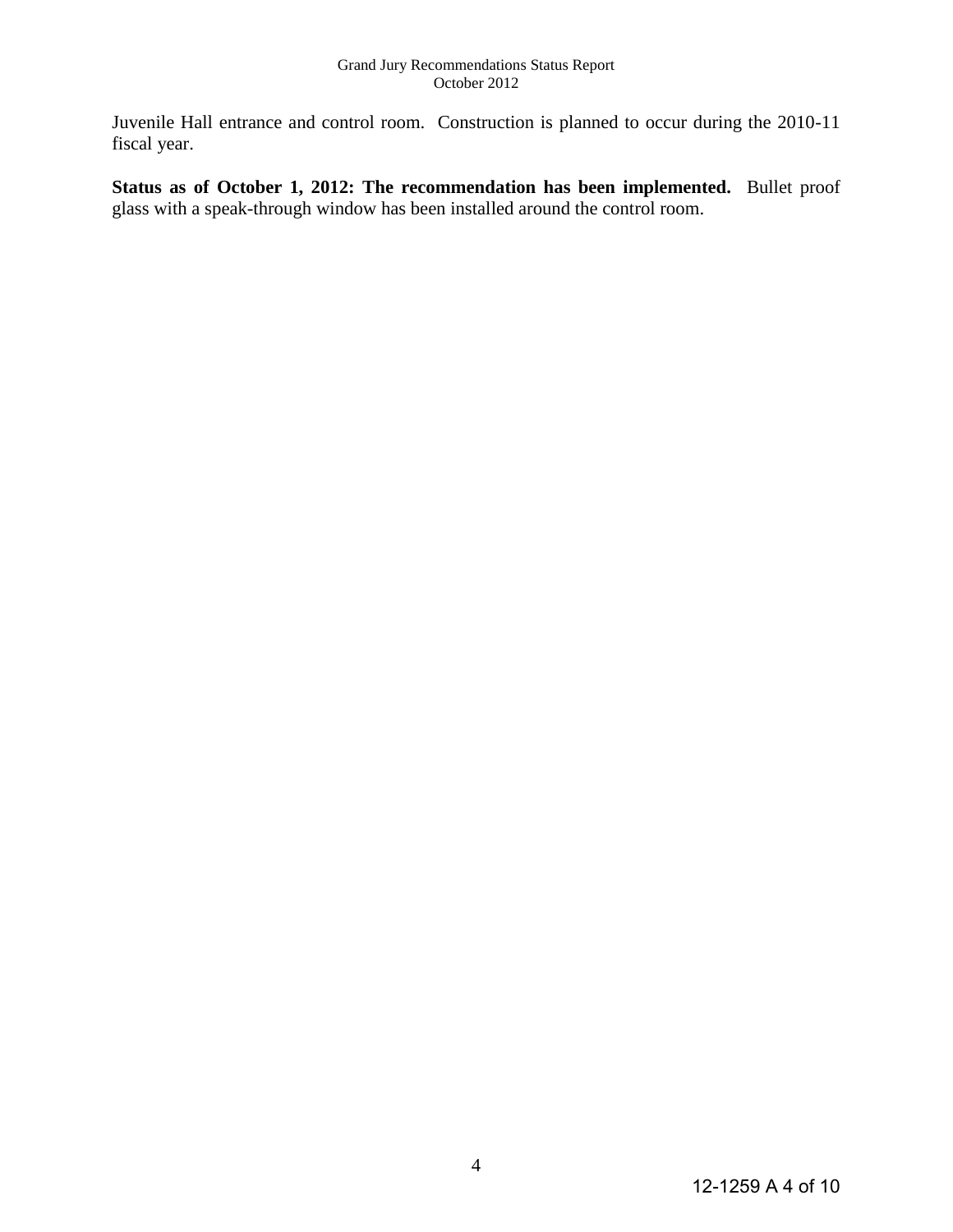Juvenile Hall entrance and control room. Construction is planned to occur during the 2010-11 fiscal year.

**Status as of October 1, 2012: The recommendation has been implemented.** Bullet proof glass with a speak-through window has been installed around the control room.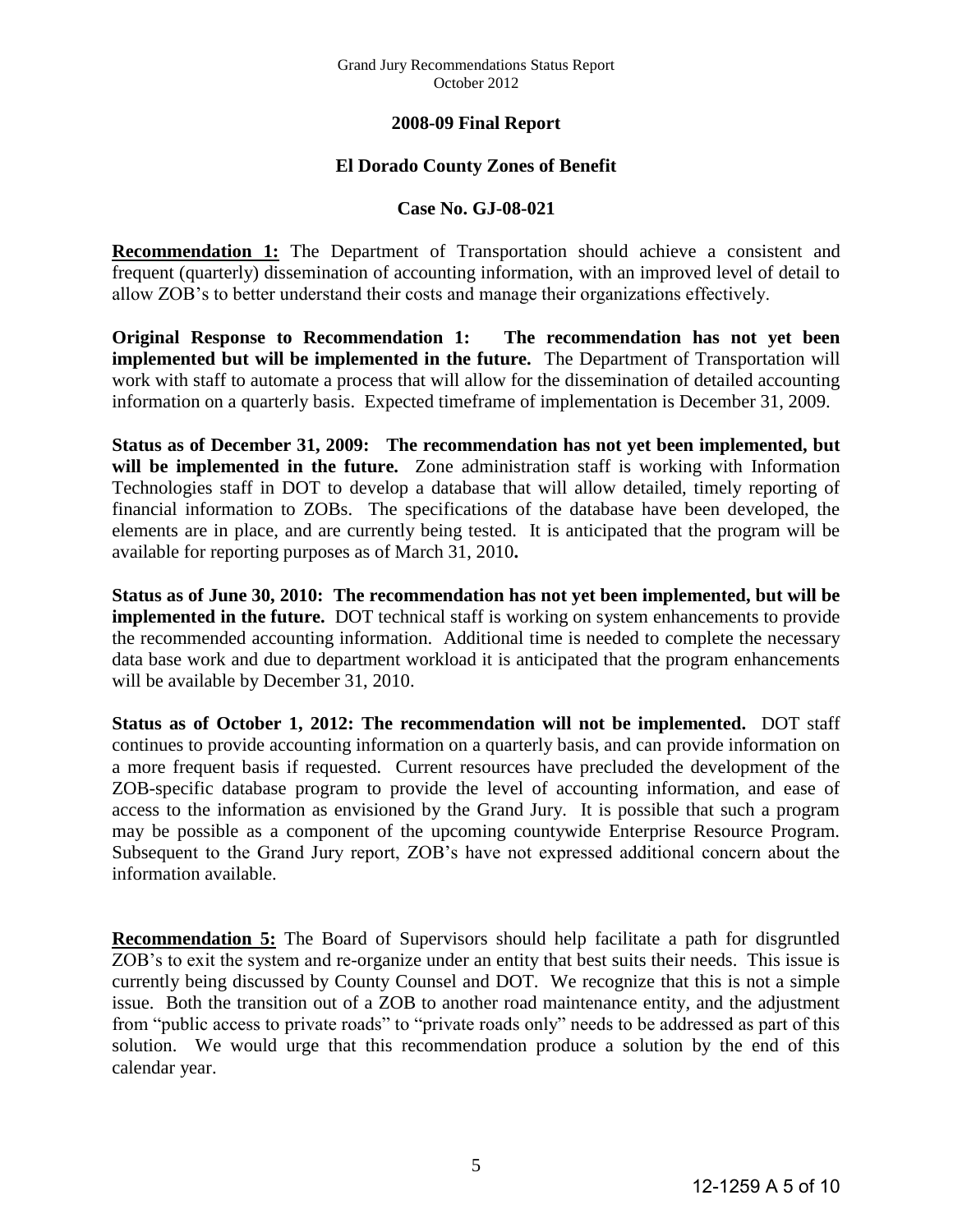**2008-09 Final Report**

**El Dorado County Zones of Benefit**

**Case No. GJ-08-021**

**Recommendation 1:** The Department of Transportation should achieve a consistent and frequent (quarterly) dissemination of accounting information, with an improved level of detail to allow ZOB's to better understand their costs and manage their organizations effectively.

**Original Response to Recommendation 1: The recommendation has not yet been implemented but will be implemented in the future.** The Department of Transportation will work with staff to automate a process that will allow for the dissemination of detailed accounting information on a quarterly basis. Expected timeframe of implementation is December 31, 2009.

**Status as of December 31, 2009: The recommendation has not yet been implemented, but will be implemented in the future.** Zone administration staff is working with Information Technologies staff in DOT to develop a database that will allow detailed, timely reporting of financial information to ZOBs. The specifications of the database have been developed, the elements are in place, and are currently being tested. It is anticipated that the program will be available for reporting purposes as of March 31, 2010**.**

**Status as of June 30, 2010: The recommendation has not yet been implemented, but will be implemented in the future.** DOT technical staff is working on system enhancements to provide the recommended accounting information. Additional time is needed to complete the necessary data base work and due to department workload it is anticipated that the program enhancements will be available by December 31, 2010.

**Status as of October 1, 2012: The recommendation will not be implemented.** DOT staff continues to provide accounting information on a quarterly basis, and can provide information on a more frequent basis if requested. Current resources have precluded the development of the ZOB-specific database program to provide the level of accounting information, and ease of access to the information as envisioned by the Grand Jury. It is possible that such a program may be possible as a component of the upcoming countywide Enterprise Resource Program. Subsequent to the Grand Jury report, ZOB's have not expressed additional concern about the information available.

**Recommendation 5:** The Board of Supervisors should help facilitate a path for disgruntled ZOB's to exit the system and re-organize under an entity that best suits their needs. This issue is currently being discussed by County Counsel and DOT. We recognize that this is not a simple issue. Both the transition out of a ZOB to another road maintenance entity, and the adjustment from "public access to private roads" to "private roads only" needs to be addressed as part of this solution. We would urge that this recommendation produce a solution by the end of this calendar year.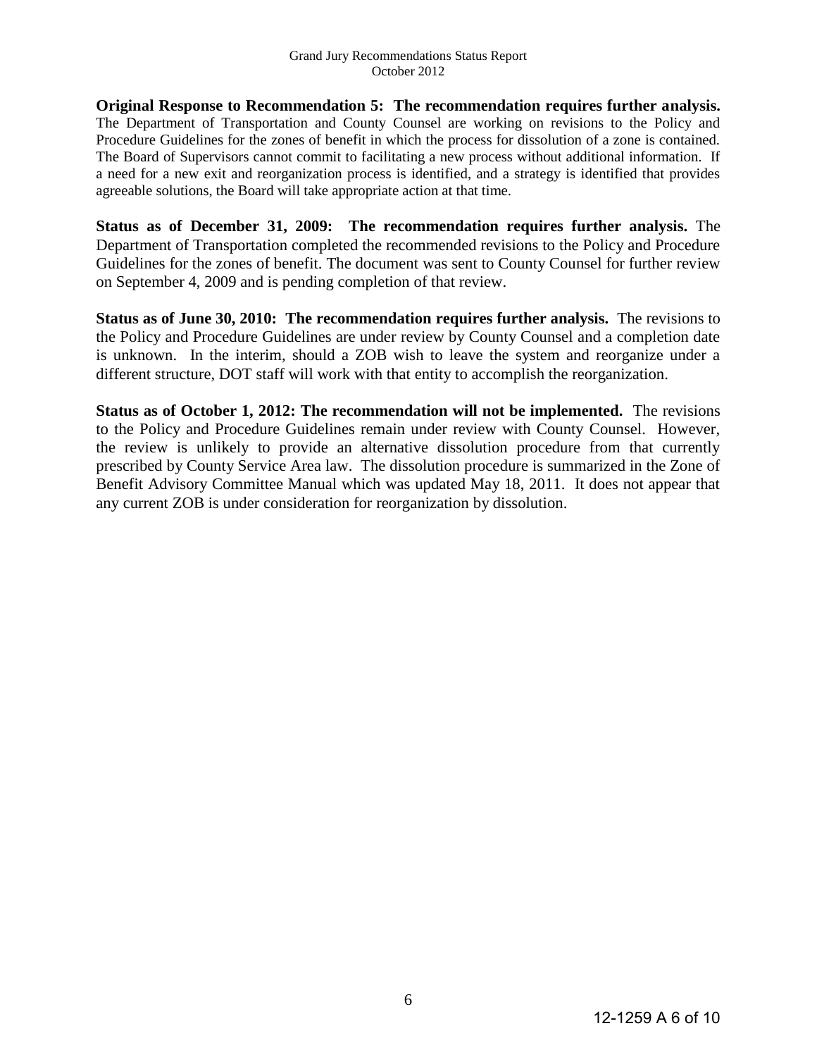**Original Response to Recommendation 5: The recommendation requires further analysis.** The Department of Transportation and County Counsel are working on revisions to the Policy and Procedure Guidelines for the zones of benefit in which the process for dissolution of a zone is contained. The Board of Supervisors cannot commit to facilitating a new process without additional information. If a need for a new exit and reorganization process is identified, and a strategy is identified that provides agreeable solutions, the Board will take appropriate action at that time.

**Status as of December 31, 2009: The recommendation requires further analysis.** The Department of Transportation completed the recommended revisions to the Policy and Procedure Guidelines for the zones of benefit. The document was sent to County Counsel for further review on September 4, 2009 and is pending completion of that review.

**Status as of June 30, 2010: The recommendation requires further analysis.** The revisions to the Policy and Procedure Guidelines are under review by County Counsel and a completion date is unknown. In the interim, should a ZOB wish to leave the system and reorganize under a different structure, DOT staff will work with that entity to accomplish the reorganization.

**Status as of October 1, 2012: The recommendation will not be implemented.** The revisions to the Policy and Procedure Guidelines remain under review with County Counsel. However, the review is unlikely to provide an alternative dissolution procedure from that currently prescribed by County Service Area law. The dissolution procedure is summarized in the Zone of Benefit Advisory Committee Manual which was updated May 18, 2011. It does not appear that any current ZOB is under consideration for reorganization by dissolution.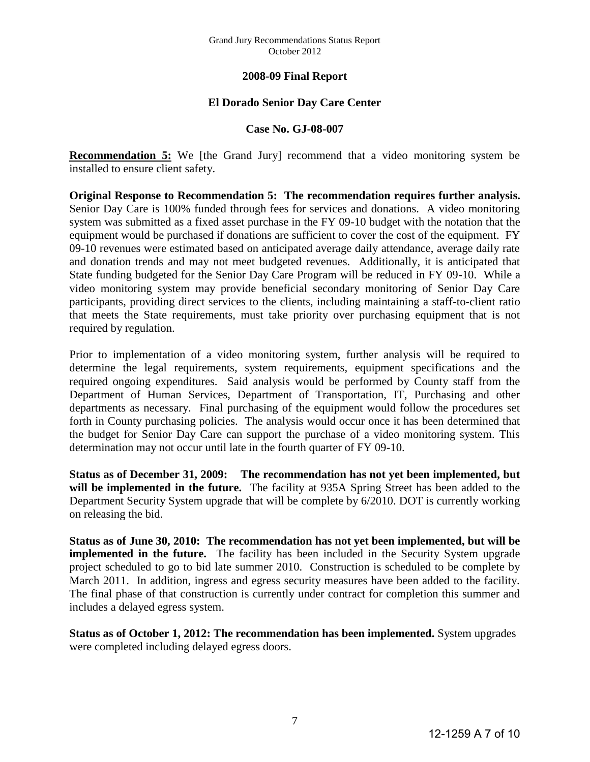## 2008-09 Final Report

## El Dorado Senior Day Care Center

## Case No. GJ-08-007

**Recommendation 5:** We [the Grand Jury] recommend that a video monitoring system be installed to ensure client safety.

**Original Response to Recommendation 5: The recommendation requires further analysis.** Senior Day Care is 100% funded through fees for services and donations. A video monitoring system was submitted as a fixed asset purchase in the FY 09-10 budget with the notation that the equipment would be purchased if donations are sufficient to cover the cost of the equipment. FY 09-10 revenues were estimated based on anticipated average daily attendance, average daily rate and donation trends and may not meet budgeted revenues. Additionally, it is anticipated that State funding budgeted for the Senior Day Care Program will be reduced in FY 09-10. While a video monitoring system may provide beneficial secondary monitoring of Senior Day Care participants, providing direct services to the clients, including maintaining a staff-to-client ratio that meets the State requirements, must take priority over purchasing equipment that is not required by regulation.

Prior to implementation of a video monitoring system, further analysis will be required to determine the legal requirements, system requirements, equipment specifications and the required ongoing expenditures. Said analysis would be performed by County staff from the Department of Human Services, Department of Transportation, IT, Purchasing and other departments as necessary. Final purchasing of the equipment would follow the procedures set forth in County purchasing policies. The analysis would occur once it has been determined that the budget for Senior Day Care can support the purchase of a video monitoring system. This determination may not occur until late in the fourth quarter of FY 09-10.

**Status as of December 31, 2009: The recommendation has not yet been implemented, but will be implemented in the future.** The facility at 935A Spring Street has been added to the Department Security System upgrade that will be complete by 6/2010. DOT is currently working on releasing the bid.

**Status as of June 30, 2010: The recommendation has not yet been implemented, but will be implemented in the future.** The facility has been included in the Security System upgrade project scheduled to go to bid late summer 2010. Construction is scheduled to be complete by March 2011. In addition, ingress and egress security measures have been added to the facility. The final phase of that construction is currently under contract for completion this summer and includes a delayed egress system.

**Status as of October 1, 2012: The recommendation has been implemented.** System upgrades were completed including delayed egress doors.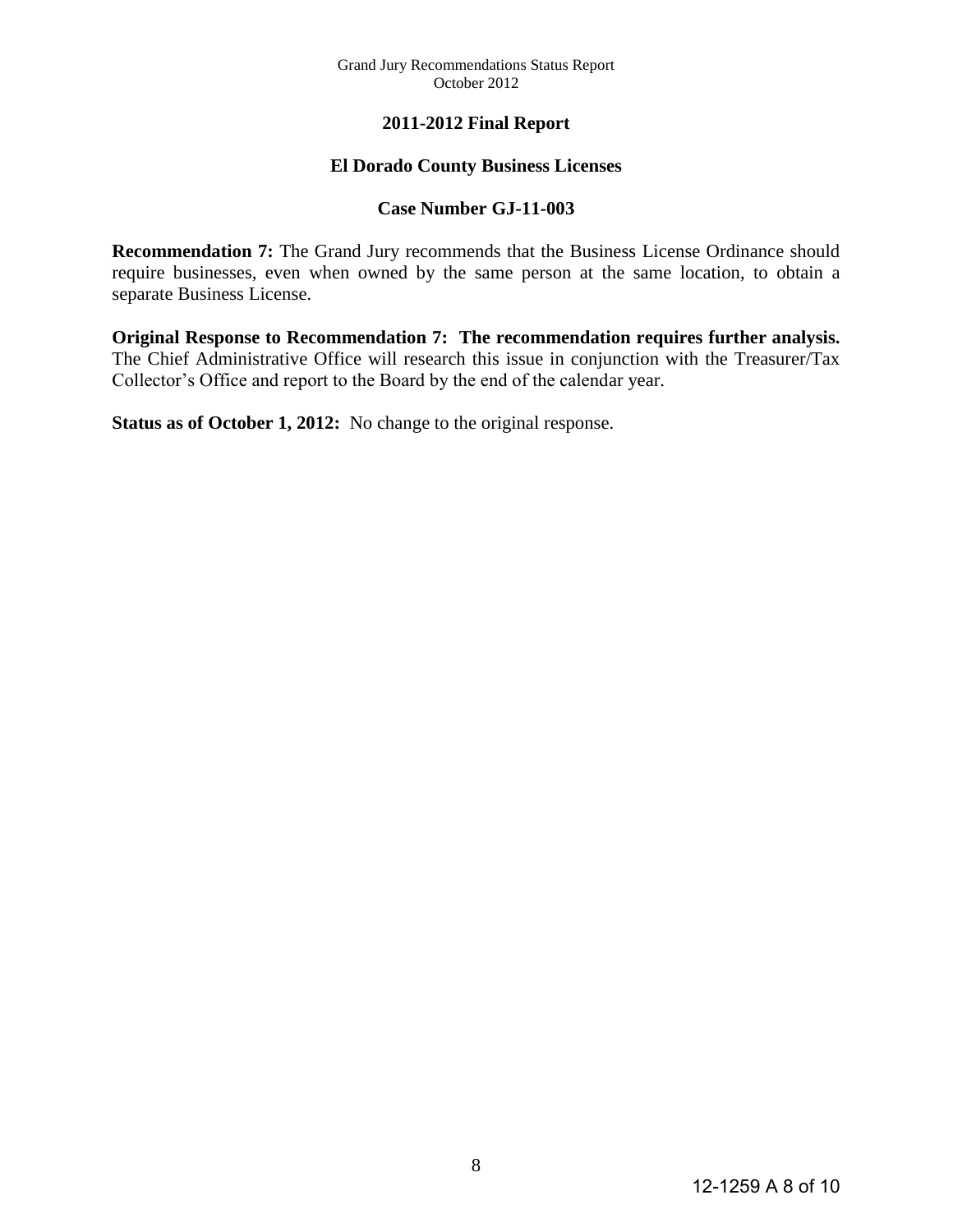## 2011-2012 Final Report

## El Dorado County Business Licenses

## Case Number GJ-11-003

**Recommendation 7:** The Grand Jury recommends that the Business License Ordinance should require businesses, even when owned by the same person at the same location, to obtain a separate Business License.

**Original Response to Recommendation 7: The recommendation requires further analysis.** The Chief Administrative Office will research this issue in conjunction with the Treasurer/Tax Collector's Office and report to the Board by the end of the calendar year.

**Status as of October 1, 2012:** No change to the original response.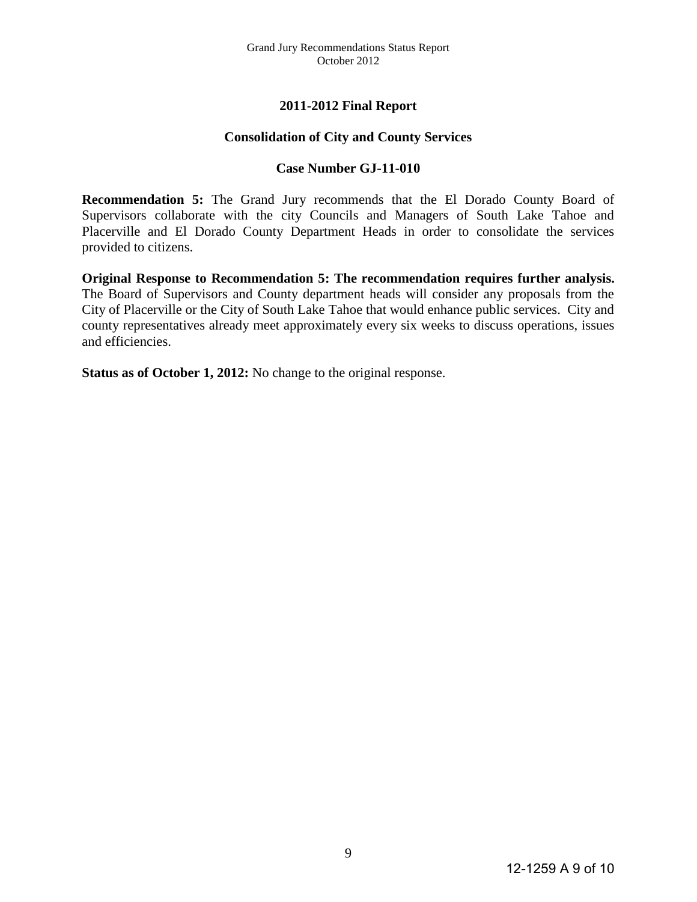## 2011-2012 Final Report

## Consolidation of City and County Services

## Case Number GJ-11-010

**Recommendation 5:** The Grand Jury recommends that the El Dorado County Board of Supervisors collaborate with the city Councils and Managers of South Lake Tahoe and Placerville and El Dorado County Department Heads in order to consolidate the services provided to citizens.

**Original Response to Recommendation 5: The recommendation requires further analysis.** The Board of Supervisors and County department heads will consider any proposals from the City of Placerville or the City of South Lake Tahoe that would enhance public services. City and county representatives already meet approximately every six weeks to discuss operations, issues and efficiencies.

**Status as of October 1, 2012:** No change to the original response.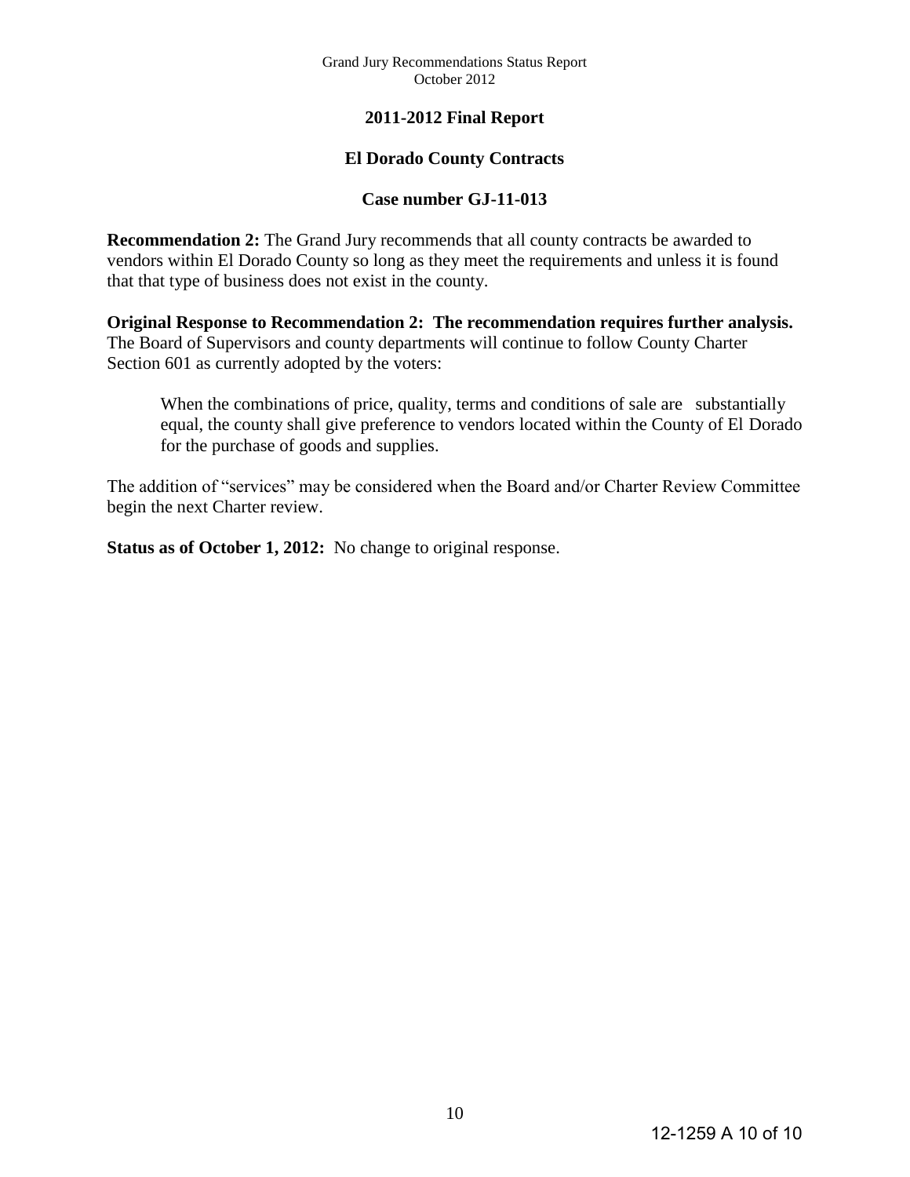## 2011-2012 Final Report

## El Dorado County Contracts

## Case number GJ-11-013

**Recommendation 2:** The Grand Jury recommends that all county contracts be awarded to vendors within El Dorado County so long as they meet the requirements and unless it is found that that type of business does not exist in the county.

**Original Response to Recommendation 2: The recommendation requires further analysis.** The Board of Supervisors and county departments will continue to follow County Charter Section 601 as currently adopted by the voters:

> When the combinations of price, quality, terms and conditions of sale are substantially equal, the county shall give preference to vendors located within the County of El Dorado for the purchase of goods and supplies.

The addition of "services" may be considered when the Board and/or Charter Review Committee begin the next Charter review.

**Status as of October 1, 2012:** No change to original response.